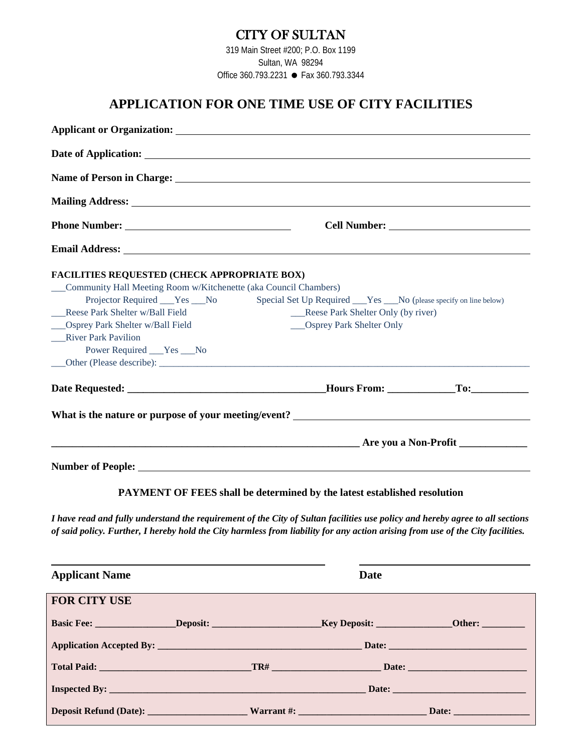# CITY OF SULTAN

319 Main Street #200; P.O. Box 1199
Sultan, WA 98294
Office 360.793.2231 ● Fax 360.793.3344

## APPLICATION FOR ONE TIME USE OF CITY FACILITIES

**Applicant or Organization:** ______________________________

**Date of Application:** ______________________________

**Name of Person in Charge:** ______________________________

**Mailing Address:** ______________________________

**Phone Number:** ____________________ **Cell Number:** ____________________

**Email Address:** ______________________________

**FACILITIES REQUESTED (CHECK APPROPRIATE BOX)**

___Community Hall Meeting Room w/Kitchenette (aka Council Chambers)

Projector Required ___Yes ___No    Special Set Up Required ___Yes ___No (please specify on line below)

___Reese Park Shelter w/Ball Field    ___Reese Park Shelter Only (by river)

___Osprey Park Shelter w/Ball Field    ___Osprey Park Shelter Only

___River Park Pavilion

Power Required ___Yes ___No

___Other (Please describe): ______________________________

**Date Requested: ______________________ Hours From: ____________ To: ___________**

**What is the nature or purpose of your meeting/event?** ______________________________

**______________________________ Are you a Non-Profit _____________**

**Number of People:** ______________________________

**PAYMENT OF FEES shall be determined by the latest established resolution**

***I have read and fully understand the requirement of the City of Sultan facilities use policy and hereby agree to all sections of said policy. Further, I hereby hold the City harmless from liability for any action arising from use of the City facilities.***

______________________________    ____________________

**Applicant Name**    **Date**

**FOR CITY USE**

**Basic Fee: ______________ Deposit: ______________ Key Deposit: ______________ Other: _________**

**Application Accepted By: ______________________ Date: ______________________**

**Total Paid: ______________ TR# ______________ Date: ______________**

**Inspected By: ______________________ Date: ______________________**

**Deposit Refund (Date): ______________ Warrant #: ______________ Date: ______________**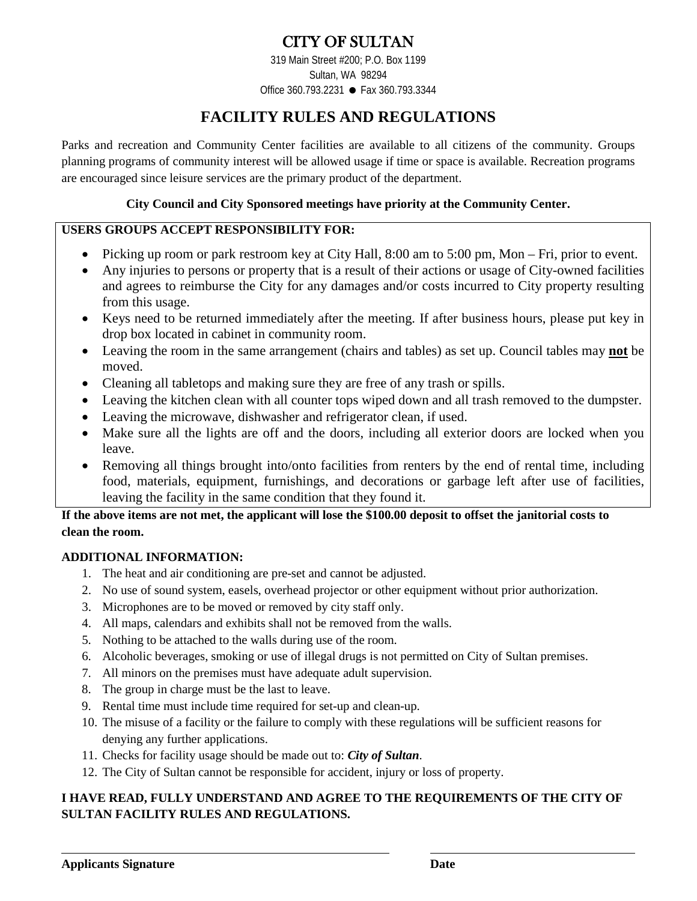# CITY OF SULTAN

319 Main Street #200; P.O. Box 1199
Sultan, WA 98294
Office 360.793.2231 ● Fax 360.793.3344

## FACILITY RULES AND REGULATIONS

Parks and recreation and Community Center facilities are available to all citizens of the community. Groups planning programs of community interest will be allowed usage if time or space is available. Recreation programs are encouraged since leisure services are the primary product of the department.

**City Council and City Sponsored meetings have priority at the Community Center.**

**USERS GROUPS ACCEPT RESPONSIBILITY FOR:**

- Picking up room or park restroom key at City Hall, 8:00 am to 5:00 pm, Mon – Fri, prior to event.
- Any injuries to persons or property that is a result of their actions or usage of City-owned facilities and agrees to reimburse the City for any damages and/or costs incurred to City property resulting from this usage.
- Keys need to be returned immediately after the meeting. If after business hours, please put key in drop box located in cabinet in community room.
- Leaving the room in the same arrangement (chairs and tables) as set up. Council tables may **not** be moved.
- Cleaning all tabletops and making sure they are free of any trash or spills.
- Leaving the kitchen clean with all counter tops wiped down and all trash removed to the dumpster.
- Leaving the microwave, dishwasher and refrigerator clean, if used.
- Make sure all the lights are off and the doors, including all exterior doors are locked when you leave.
- Removing all things brought into/onto facilities from renters by the end of rental time, including food, materials, equipment, furnishings, and decorations or garbage left after use of facilities, leaving the facility in the same condition that they found it.

**If the above items are not met, the applicant will lose the $100.00 deposit to offset the janitorial costs to clean the room.**

**ADDITIONAL INFORMATION:**

1. The heat and air conditioning are pre-set and cannot be adjusted.
2. No use of sound system, easels, overhead projector or other equipment without prior authorization.
3. Microphones are to be moved or removed by city staff only.
4. All maps, calendars and exhibits shall not be removed from the walls.
5. Nothing to be attached to the walls during use of the room.
6. Alcoholic beverages, smoking or use of illegal drugs is not permitted on City of Sultan premises.
7. All minors on the premises must have adequate adult supervision.
8. The group in charge must be the last to leave.
9. Rental time must include time required for set-up and clean-up.
10. The misuse of a facility or the failure to comply with these regulations will be sufficient reasons for denying any further applications.
11. Checks for facility usage should be made out to: ***City of Sultan***.
12. The City of Sultan cannot be responsible for accident, injury or loss of property.

**I HAVE READ, FULLY UNDERSTAND AND AGREE TO THE REQUIREMENTS OF THE CITY OF SULTAN FACILITY RULES AND REGULATIONS.**

______________________________ ______________________

**Applicants Signature** **Date**